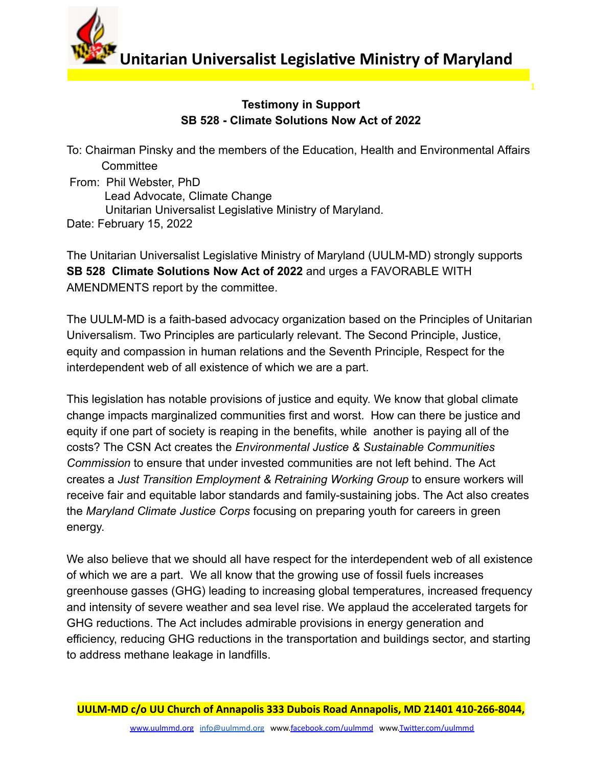# Unitarian Universalist Legislative Ministry of Maryland

**Testimony in Support**
**SB 528 - Climate Solutions Now Act of 2022**

To: Chairman Pinsky and the members of the Education, Health and Environmental Affairs Committee
From: Phil Webster, PhD
Lead Advocate, Climate Change
Unitarian Universalist Legislative Ministry of Maryland.
Date: February 15, 2022

The Unitarian Universalist Legislative Ministry of Maryland (UULM-MD) strongly supports **SB 528 Climate Solutions Now Act of 2022** and urges a FAVORABLE WITH AMENDMENTS report by the committee.

The UULM-MD is a faith-based advocacy organization based on the Principles of Unitarian Universalism. Two Principles are particularly relevant. The Second Principle, Justice, equity and compassion in human relations and the Seventh Principle, Respect for the interdependent web of all existence of which we are a part.

This legislation has notable provisions of justice and equity. We know that global climate change impacts marginalized communities first and worst. How can there be justice and equity if one part of society is reaping in the benefits, while another is paying all of the costs? The CSN Act creates the *Environmental Justice & Sustainable Communities Commission* to ensure that under invested communities are not left behind. The Act creates a *Just Transition Employment & Retraining Working Group* to ensure workers will receive fair and equitable labor standards and family-sustaining jobs. The Act also creates the *Maryland Climate Justice Corps* focusing on preparing youth for careers in green energy.

We also believe that we should all have respect for the interdependent web of all existence of which we are a part. We all know that the growing use of fossil fuels increases greenhouse gasses (GHG) leading to increasing global temperatures, increased frequency and intensity of severe weather and sea level rise. We applaud the accelerated targets for GHG reductions. The Act includes admirable provisions in energy generation and efficiency, reducing GHG reductions in the transportation and buildings sector, and starting to address methane leakage in landfills.

UULM-MD c/o UU Church of Annapolis 333 Dubois Road Annapolis, MD 21401 410-266-8044,
www.uulmmd.org info@uulmmd.org www.facebook.com/uulmmd www.Twitter.com/uulmmd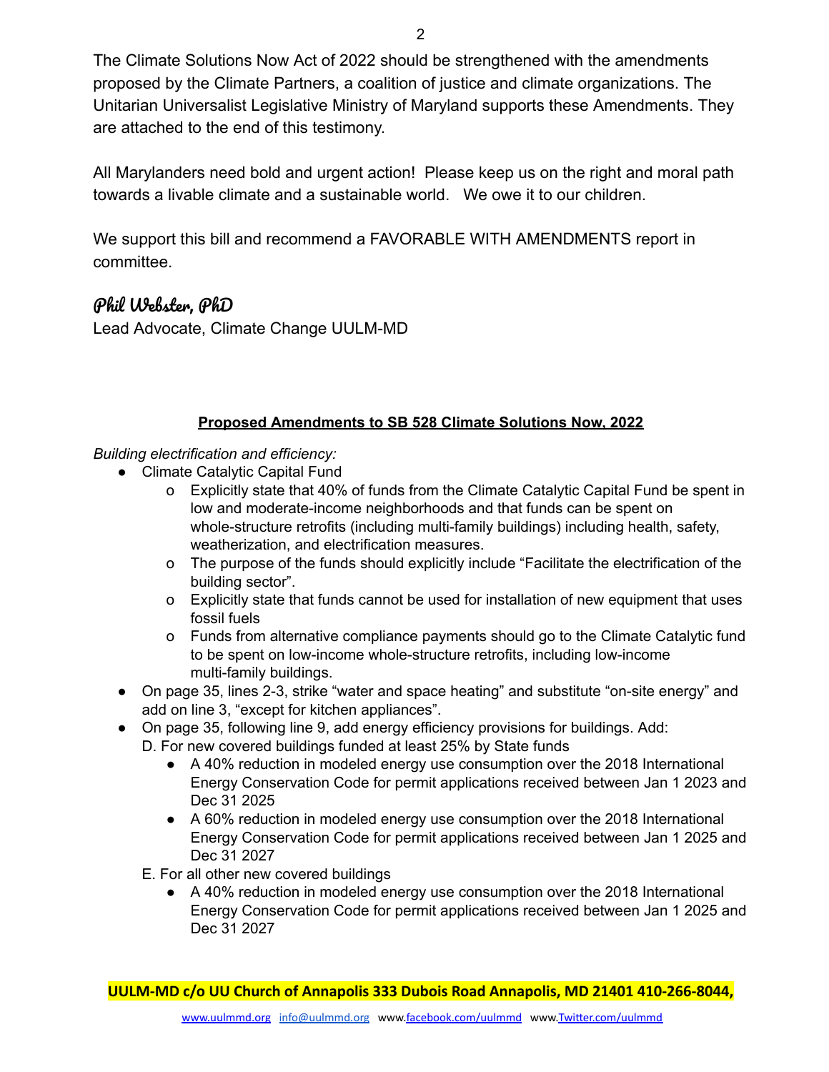The Climate Solutions Now Act of 2022 should be strengthened with the amendments proposed by the Climate Partners, a coalition of justice and climate organizations. The Unitarian Universalist Legislative Ministry of Maryland supports these Amendments. They are attached to the end of this testimony.

All Marylanders need bold and urgent action! Please keep us on the right and moral path towards a livable climate and a sustainable world. We owe it to our children.

We support this bill and recommend a FAVORABLE WITH AMENDMENTS report in committee.

**Phil Webster, PhD**
Lead Advocate, Climate Change UULM-MD

**Proposed Amendments to SB 528 Climate Solutions Now, 2022**

*Building electrification and efficiency:*

- Climate Catalytic Capital Fund
  - Explicitly state that 40% of funds from the Climate Catalytic Capital Fund be spent in low and moderate-income neighborhoods and that funds can be spent on whole-structure retrofits (including multi-family buildings) including health, safety, weatherization, and electrification measures.
  - The purpose of the funds should explicitly include "Facilitate the electrification of the building sector".
  - Explicitly state that funds cannot be used for installation of new equipment that uses fossil fuels
  - Funds from alternative compliance payments should go to the Climate Catalytic fund to be spent on low-income whole-structure retrofits, including low-income multi-family buildings.
- On page 35, lines 2-3, strike "water and space heating" and substitute "on-site energy" and add on line 3, "except for kitchen appliances".
- On page 35, following line 9, add energy efficiency provisions for buildings. Add:

  D. For new covered buildings funded at least 25% by State funds
  - A 40% reduction in modeled energy use consumption over the 2018 International Energy Conservation Code for permit applications received between Jan 1 2023 and Dec 31 2025
  - A 60% reduction in modeled energy use consumption over the 2018 International Energy Conservation Code for permit applications received between Jan 1 2025 and Dec 31 2027

  E. For all other new covered buildings
  - A 40% reduction in modeled energy use consumption over the 2018 International Energy Conservation Code for permit applications received between Jan 1 2025 and Dec 31 2027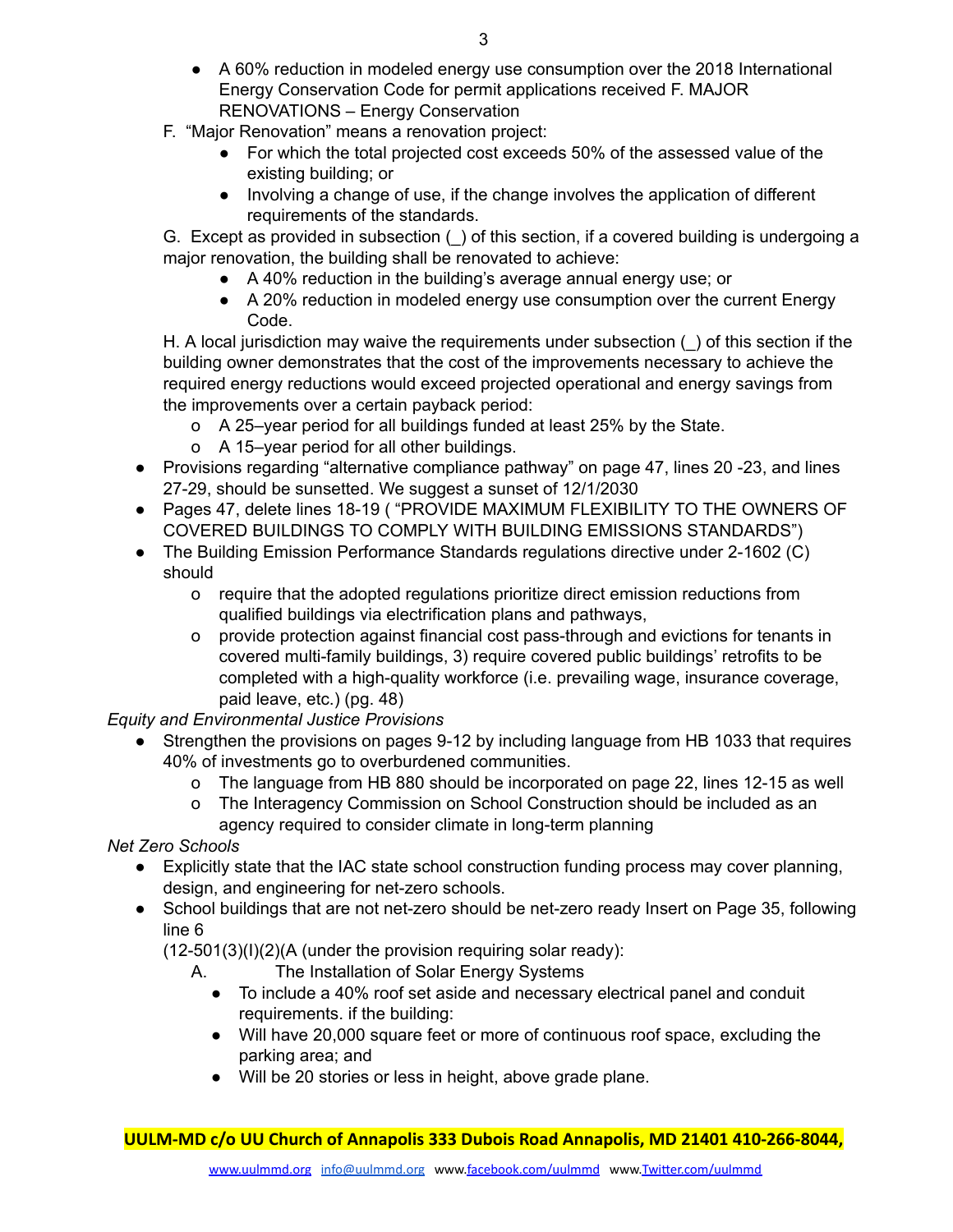- A 60% reduction in modeled energy use consumption over the 2018 International Energy Conservation Code for permit applications received F. MAJOR RENOVATIONS – Energy Conservation

F. "Major Renovation" means a renovation project:

- For which the total projected cost exceeds 50% of the assessed value of the existing building; or
- Involving a change of use, if the change involves the application of different requirements of the standards.

G. Except as provided in subsection (_) of this section, if a covered building is undergoing a major renovation, the building shall be renovated to achieve:

- A 40% reduction in the building's average annual energy use; or
- A 20% reduction in modeled energy use consumption over the current Energy Code.

H. A local jurisdiction may waive the requirements under subsection (_) of this section if the building owner demonstrates that the cost of the improvements necessary to achieve the required energy reductions would exceed projected operational and energy savings from the improvements over a certain payback period:

- o A 25–year period for all buildings funded at least 25% by the State.
- o A 15–year period for all other buildings.

- Provisions regarding "alternative compliance pathway" on page 47, lines 20 -23, and lines 27-29, should be sunsetted. We suggest a sunset of 12/1/2030
- Pages 47, delete lines 18-19 ( "PROVIDE MAXIMUM FLEXIBILITY TO THE OWNERS OF COVERED BUILDINGS TO COMPLY WITH BUILDING EMISSIONS STANDARDS")
- The Building Emission Performance Standards regulations directive under 2-1602 (C) should
  - o require that the adopted regulations prioritize direct emission reductions from qualified buildings via electrification plans and pathways,
  - o provide protection against financial cost pass-through and evictions for tenants in covered multi-family buildings, 3) require covered public buildings' retrofits to be completed with a high-quality workforce (i.e. prevailing wage, insurance coverage, paid leave, etc.) (pg. 48)

*Equity and Environmental Justice Provisions*

- Strengthen the provisions on pages 9-12 by including language from HB 1033 that requires 40% of investments go to overburdened communities.
  - o The language from HB 880 should be incorporated on page 22, lines 12-15 as well
  - o The Interagency Commission on School Construction should be included as an agency required to consider climate in long-term planning

*Net Zero Schools*

- Explicitly state that the IAC state school construction funding process may cover planning, design, and engineering for net-zero schools.
- School buildings that are not net-zero should be net-zero ready Insert on Page 35, following line 6
  (12-501(3)(I)(2)(A (under the provision requiring solar ready):
  A. The Installation of Solar Energy Systems
    - To include a 40% roof set aside and necessary electrical panel and conduit requirements. if the building:
    - Will have 20,000 square feet or more of continuous roof space, excluding the parking area; and
    - Will be 20 stories or less in height, above grade plane.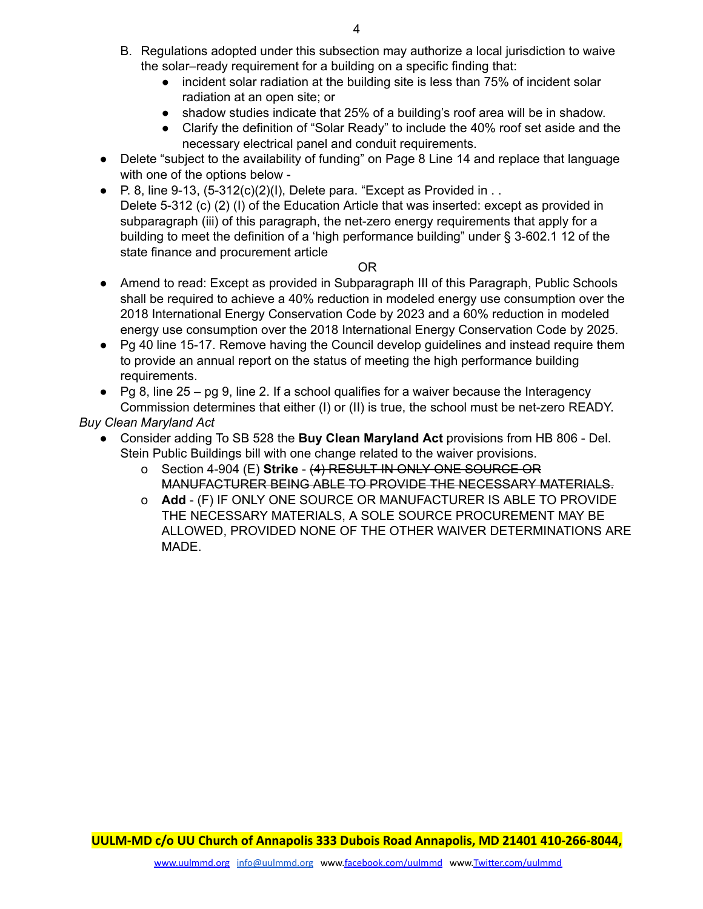B. Regulations adopted under this subsection may authorize a local jurisdiction to waive the solar–ready requirement for a building on a specific finding that:
    - incident solar radiation at the building site is less than 75% of incident solar radiation at an open site; or
    - shadow studies indicate that 25% of a building's roof area will be in shadow.
    - Clarify the definition of "Solar Ready" to include the 40% roof set aside and the necessary electrical panel and conduit requirements.

- Delete "subject to the availability of funding" on Page 8 Line 14 and replace that language with one of the options below -
- P. 8, line 9-13, (5-312(c)(2)(I), Delete para. "Except as Provided in . .
  Delete 5-312 (c) (2) (I) of the Education Article that was inserted: except as provided in subparagraph (iii) of this paragraph, the net-zero energy requirements that apply for a building to meet the definition of a 'high performance building" under § 3-602.1 12 of the state finance and procurement article

OR

- Amend to read: Except as provided in Subparagraph III of this Paragraph, Public Schools shall be required to achieve a 40% reduction in modeled energy use consumption over the 2018 International Energy Conservation Code by 2023 and a 60% reduction in modeled energy use consumption over the 2018 International Energy Conservation Code by 2025.
- Pg 40 line 15-17. Remove having the Council develop guidelines and instead require them to provide an annual report on the status of meeting the high performance building requirements.
- Pg 8, line 25 – pg 9, line 2. If a school qualifies for a waiver because the Interagency Commission determines that either (I) or (II) is true, the school must be net-zero READY.

*Buy Clean Maryland Act*

- Consider adding To SB 528 the **Buy Clean Maryland Act** provisions from HB 806 - Del. Stein Public Buildings bill with one change related to the waiver provisions.
    - Section 4-904 (E) **Strike** - ~~(4) RESULT IN ONLY ONE SOURCE OR MANUFACTURER BEING ABLE TO PROVIDE THE NECESSARY MATERIALS.~~
    - **Add** - (F) IF ONLY ONE SOURCE OR MANUFACTURER IS ABLE TO PROVIDE THE NECESSARY MATERIALS, A SOLE SOURCE PROCUREMENT MAY BE ALLOWED, PROVIDED NONE OF THE OTHER WAIVER DETERMINATIONS ARE MADE.

**UULM-MD c/o UU Church of Annapolis 333 Dubois Road Annapolis, MD 21401 410-266-8044,**

www.uulmmd.org info@uulmmd.org www.facebook.com/uulmmd www.Twitter.com/uulmmd